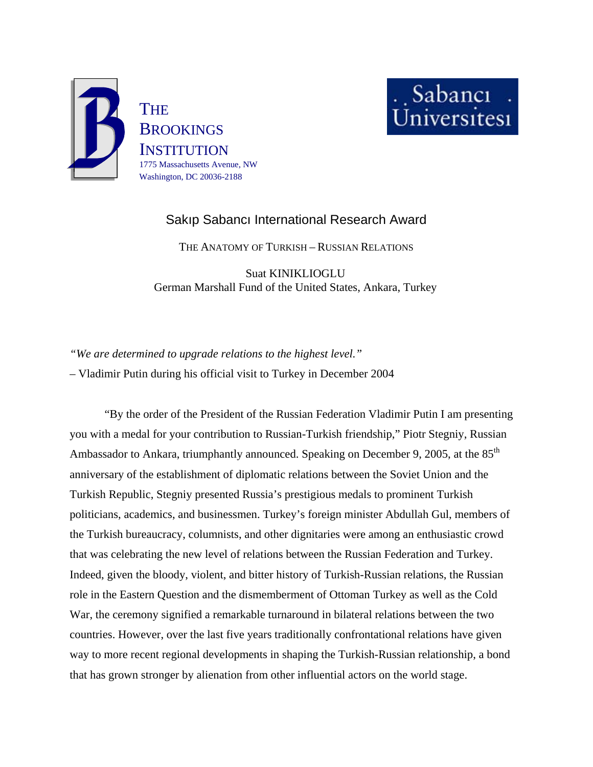THE BROOKINGS INSTITUTION
1775 Massachusetts Avenue, NW
Washington, DC 20036-2188

Sabancı Üniversitesi

## Sakıp Sabancı International Research Award

# THE ANATOMY OF TURKISH – RUSSIAN RELATIONS

Suat KINIKLIOGLU
German Marshall Fund of the United States, Ankara, Turkey

*"We are determined to upgrade relations to the highest level."*
– Vladimir Putin during his official visit to Turkey in December 2004

"By the order of the President of the Russian Federation Vladimir Putin I am presenting you with a medal for your contribution to Russian-Turkish friendship," Piotr Stegniy, Russian Ambassador to Ankara, triumphantly announced. Speaking on December 9, 2005, at the 85th anniversary of the establishment of diplomatic relations between the Soviet Union and the Turkish Republic, Stegniy presented Russia's prestigious medals to prominent Turkish politicians, academics, and businessmen. Turkey's foreign minister Abdullah Gul, members of the Turkish bureaucracy, columnists, and other dignitaries were among an enthusiastic crowd that was celebrating the new level of relations between the Russian Federation and Turkey. Indeed, given the bloody, violent, and bitter history of Turkish-Russian relations, the Russian role in the Eastern Question and the dismemberment of Ottoman Turkey as well as the Cold War, the ceremony signified a remarkable turnaround in bilateral relations between the two countries. However, over the last five years traditionally confrontational relations have given way to more recent regional developments in shaping the Turkish-Russian relationship, a bond that has grown stronger by alienation from other influential actors on the world stage.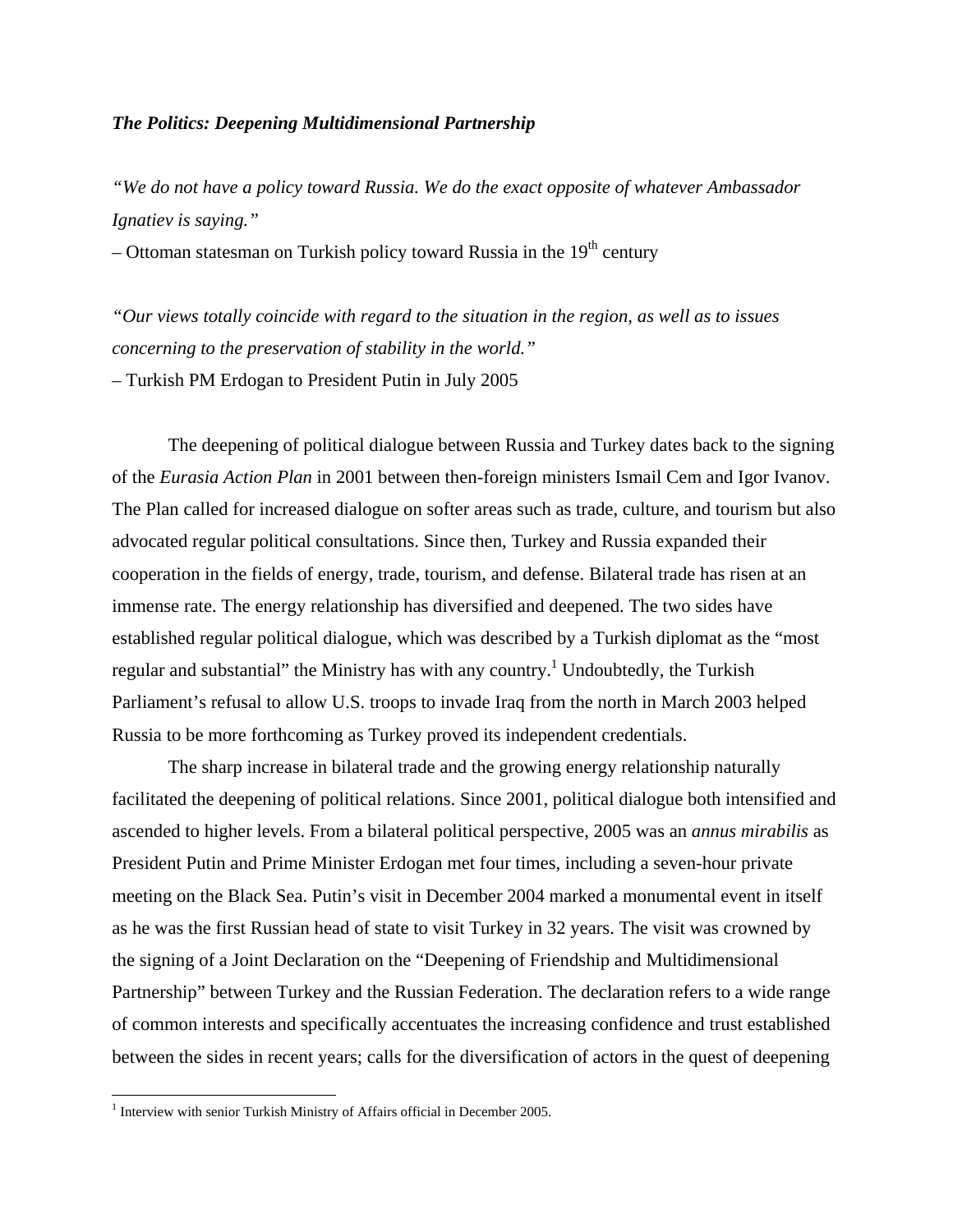### *The Politics: Deepening Multidimensional Partnership*

*"We do not have a policy toward Russia. We do the exact opposite of whatever Ambassador Ignatiev is saying."*

– Ottoman statesman on Turkish policy toward Russia in the 19th century

*"Our views totally coincide with regard to the situation in the region, as well as to issues concerning to the preservation of stability in the world."*

– Turkish PM Erdogan to President Putin in July 2005

The deepening of political dialogue between Russia and Turkey dates back to the signing of the *Eurasia Action Plan* in 2001 between then-foreign ministers Ismail Cem and Igor Ivanov. The Plan called for increased dialogue on softer areas such as trade, culture, and tourism but also advocated regular political consultations. Since then, Turkey and Russia expanded their cooperation in the fields of energy, trade, tourism, and defense. Bilateral trade has risen at an immense rate. The energy relationship has diversified and deepened. The two sides have established regular political dialogue, which was described by a Turkish diplomat as the "most regular and substantial" the Ministry has with any country.[1] Undoubtedly, the Turkish Parliament's refusal to allow U.S. troops to invade Iraq from the north in March 2003 helped Russia to be more forthcoming as Turkey proved its independent credentials.

The sharp increase in bilateral trade and the growing energy relationship naturally facilitated the deepening of political relations. Since 2001, political dialogue both intensified and ascended to higher levels. From a bilateral political perspective, 2005 was an *annus mirabilis* as President Putin and Prime Minister Erdogan met four times, including a seven-hour private meeting on the Black Sea. Putin's visit in December 2004 marked a monumental event in itself as he was the first Russian head of state to visit Turkey in 32 years. The visit was crowned by the signing of a Joint Declaration on the "Deepening of Friendship and Multidimensional Partnership" between Turkey and the Russian Federation. The declaration refers to a wide range of common interests and specifically accentuates the increasing confidence and trust established between the sides in recent years; calls for the diversification of actors in the quest of deepening

[1] Interview with senior Turkish Ministry of Affairs official in December 2005.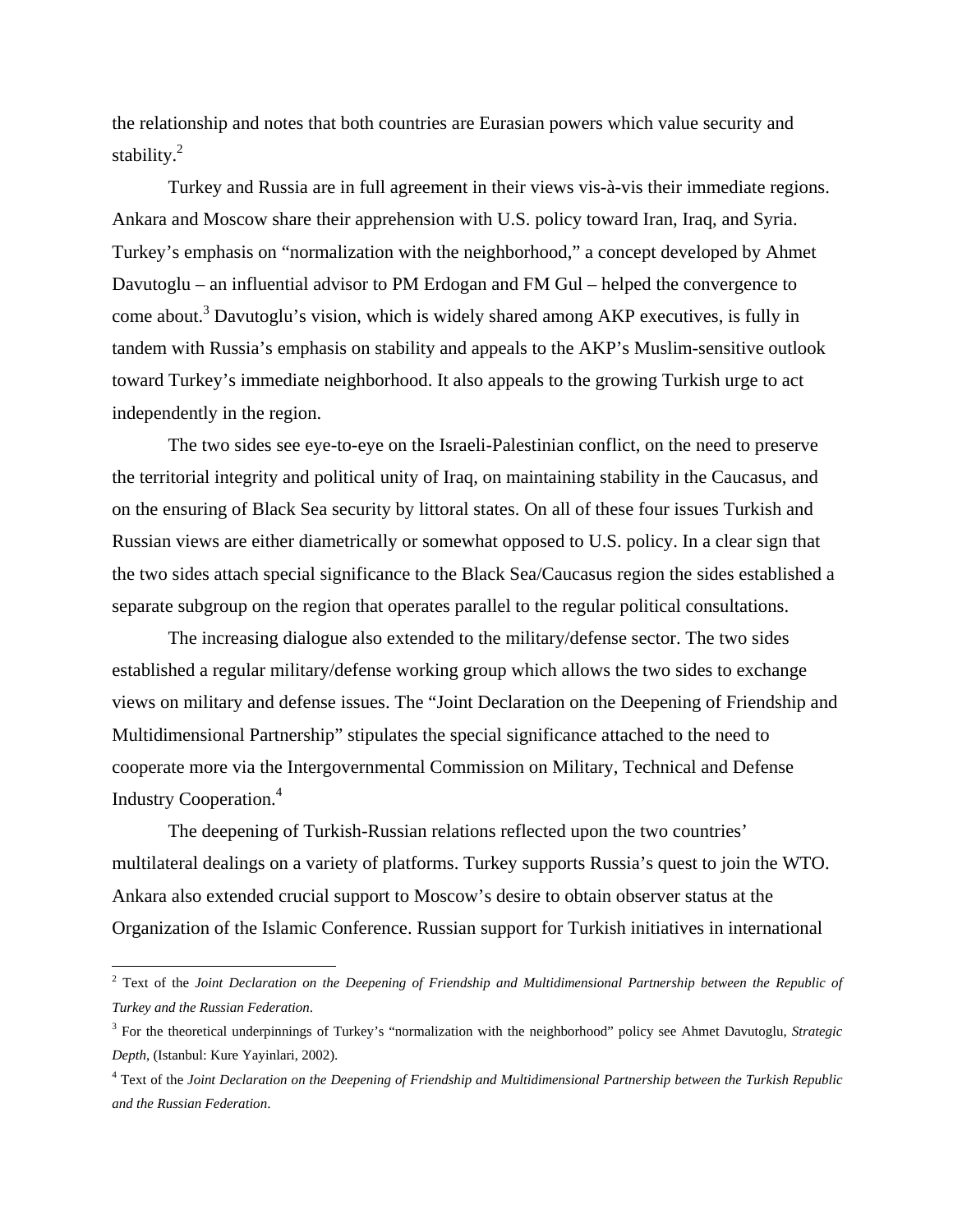the relationship and notes that both countries are Eurasian powers which value security and stability.[2]

Turkey and Russia are in full agreement in their views vis-à-vis their immediate regions. Ankara and Moscow share their apprehension with U.S. policy toward Iran, Iraq, and Syria. Turkey's emphasis on "normalization with the neighborhood," a concept developed by Ahmet Davutoglu – an influential advisor to PM Erdogan and FM Gul – helped the convergence to come about.[3] Davutoglu's vision, which is widely shared among AKP executives, is fully in tandem with Russia's emphasis on stability and appeals to the AKP's Muslim-sensitive outlook toward Turkey's immediate neighborhood. It also appeals to the growing Turkish urge to act independently in the region.

The two sides see eye-to-eye on the Israeli-Palestinian conflict, on the need to preserve the territorial integrity and political unity of Iraq, on maintaining stability in the Caucasus, and on the ensuring of Black Sea security by littoral states. On all of these four issues Turkish and Russian views are either diametrically or somewhat opposed to U.S. policy. In a clear sign that the two sides attach special significance to the Black Sea/Caucasus region the sides established a separate subgroup on the region that operates parallel to the regular political consultations.

The increasing dialogue also extended to the military/defense sector. The two sides established a regular military/defense working group which allows the two sides to exchange views on military and defense issues. The "Joint Declaration on the Deepening of Friendship and Multidimensional Partnership" stipulates the special significance attached to the need to cooperate more via the Intergovernmental Commission on Military, Technical and Defense Industry Cooperation.[4]

The deepening of Turkish-Russian relations reflected upon the two countries' multilateral dealings on a variety of platforms. Turkey supports Russia's quest to join the WTO. Ankara also extended crucial support to Moscow's desire to obtain observer status at the Organization of the Islamic Conference. Russian support for Turkish initiatives in international

---

[2] Text of the *Joint Declaration on the Deepening of Friendship and Multidimensional Partnership between the Republic of Turkey and the Russian Federation*.

[3] For the theoretical underpinnings of Turkey's "normalization with the neighborhood" policy see Ahmet Davutoglu, *Strategic Depth*, (Istanbul: Kure Yayinlari, 2002).

[4] Text of the *Joint Declaration on the Deepening of Friendship and Multidimensional Partnership between the Turkish Republic and the Russian Federation*.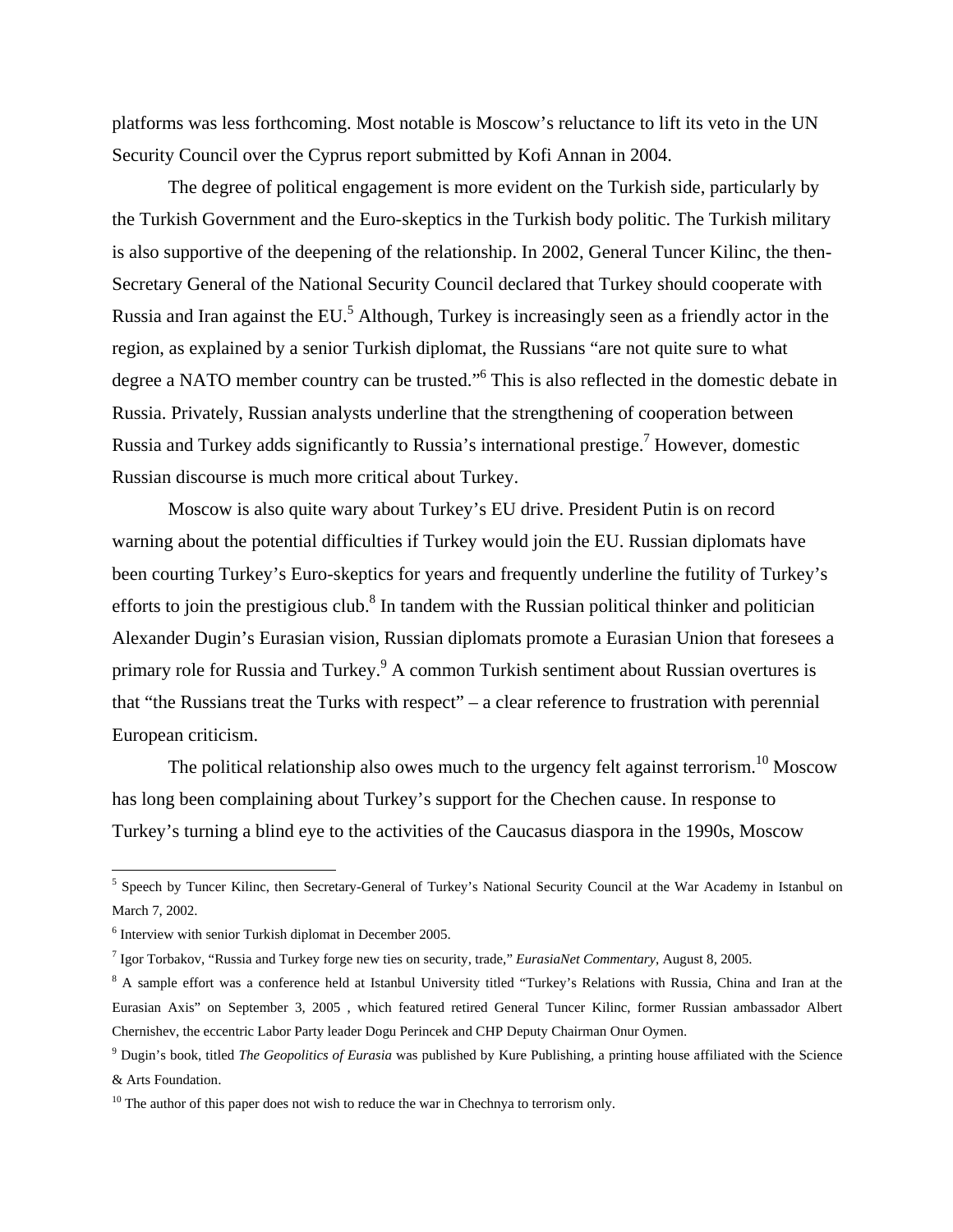platforms was less forthcoming. Most notable is Moscow's reluctance to lift its veto in the UN Security Council over the Cyprus report submitted by Kofi Annan in 2004.

The degree of political engagement is more evident on the Turkish side, particularly by the Turkish Government and the Euro-skeptics in the Turkish body politic. The Turkish military is also supportive of the deepening of the relationship. In 2002, General Tuncer Kilinc, the then-Secretary General of the National Security Council declared that Turkey should cooperate with Russia and Iran against the EU.[5] Although, Turkey is increasingly seen as a friendly actor in the region, as explained by a senior Turkish diplomat, the Russians "are not quite sure to what degree a NATO member country can be trusted."[6] This is also reflected in the domestic debate in Russia. Privately, Russian analysts underline that the strengthening of cooperation between Russia and Turkey adds significantly to Russia's international prestige.[7] However, domestic Russian discourse is much more critical about Turkey.

Moscow is also quite wary about Turkey's EU drive. President Putin is on record warning about the potential difficulties if Turkey would join the EU. Russian diplomats have been courting Turkey's Euro-skeptics for years and frequently underline the futility of Turkey's efforts to join the prestigious club.[8] In tandem with the Russian political thinker and politician Alexander Dugin's Eurasian vision, Russian diplomats promote a Eurasian Union that foresees a primary role for Russia and Turkey.[9] A common Turkish sentiment about Russian overtures is that "the Russians treat the Turks with respect" – a clear reference to frustration with perennial European criticism.

The political relationship also owes much to the urgency felt against terrorism.[10] Moscow has long been complaining about Turkey's support for the Chechen cause. In response to Turkey's turning a blind eye to the activities of the Caucasus diaspora in the 1990s, Moscow

---

[5] Speech by Tuncer Kilinc, then Secretary-General of Turkey's National Security Council at the War Academy in Istanbul on March 7, 2002.

[6] Interview with senior Turkish diplomat in December 2005.

[7] Igor Torbakov, "Russia and Turkey forge new ties on security, trade," *EurasiaNet Commentary*, August 8, 2005.

[8] A sample effort was a conference held at Istanbul University titled "Turkey's Relations with Russia, China and Iran at the Eurasian Axis" on September 3, 2005 , which featured retired General Tuncer Kilinc, former Russian ambassador Albert Chernishev, the eccentric Labor Party leader Dogu Perincek and CHP Deputy Chairman Onur Oymen.

[9] Dugin's book, titled *The Geopolitics of Eurasia* was published by Kure Publishing, a printing house affiliated with the Science & Arts Foundation.

[10] The author of this paper does not wish to reduce the war in Chechnya to terrorism only.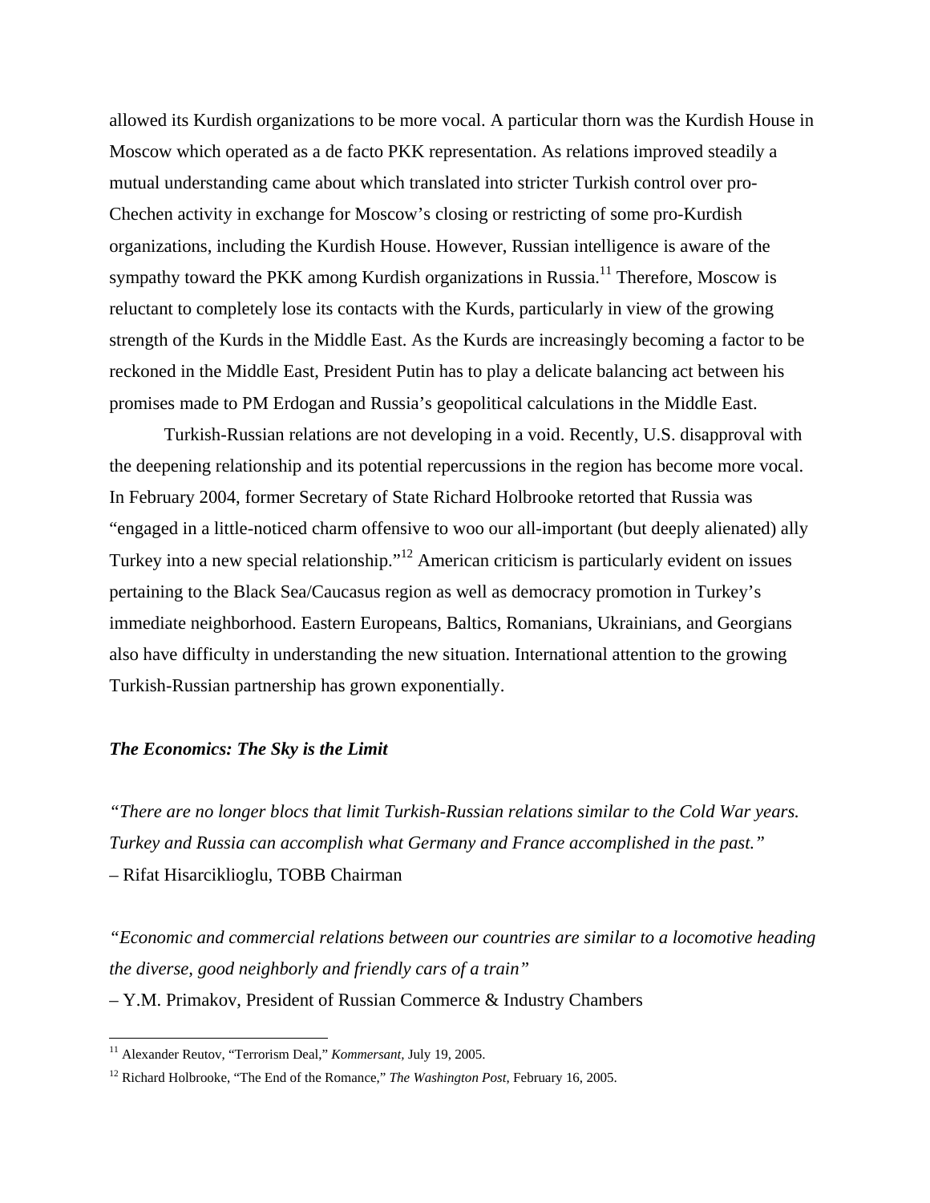allowed its Kurdish organizations to be more vocal. A particular thorn was the Kurdish House in Moscow which operated as a de facto PKK representation. As relations improved steadily a mutual understanding came about which translated into stricter Turkish control over pro-Chechen activity in exchange for Moscow's closing or restricting of some pro-Kurdish organizations, including the Kurdish House. However, Russian intelligence is aware of the sympathy toward the PKK among Kurdish organizations in Russia.[11] Therefore, Moscow is reluctant to completely lose its contacts with the Kurds, particularly in view of the growing strength of the Kurds in the Middle East. As the Kurds are increasingly becoming a factor to be reckoned in the Middle East, President Putin has to play a delicate balancing act between his promises made to PM Erdogan and Russia's geopolitical calculations in the Middle East.

Turkish-Russian relations are not developing in a void. Recently, U.S. disapproval with the deepening relationship and its potential repercussions in the region has become more vocal. In February 2004, former Secretary of State Richard Holbrooke retorted that Russia was "engaged in a little-noticed charm offensive to woo our all-important (but deeply alienated) ally Turkey into a new special relationship."[12] American criticism is particularly evident on issues pertaining to the Black Sea/Caucasus region as well as democracy promotion in Turkey's immediate neighborhood. Eastern Europeans, Baltics, Romanians, Ukrainians, and Georgians also have difficulty in understanding the new situation. International attention to the growing Turkish-Russian partnership has grown exponentially.

### *The Economics: The Sky is the Limit*

*"There are no longer blocs that limit Turkish-Russian relations similar to the Cold War years. Turkey and Russia can accomplish what Germany and France accomplished in the past."*
– Rifat Hisarciklioglu, TOBB Chairman

*"Economic and commercial relations between our countries are similar to a locomotive heading the diverse, good neighborly and friendly cars of a train"*
– Y.M. Primakov, President of Russian Commerce & Industry Chambers

---

[11] Alexander Reutov, "Terrorism Deal," *Kommersant*, July 19, 2005.

[12] Richard Holbrooke, "The End of the Romance," *The Washington Post*, February 16, 2005.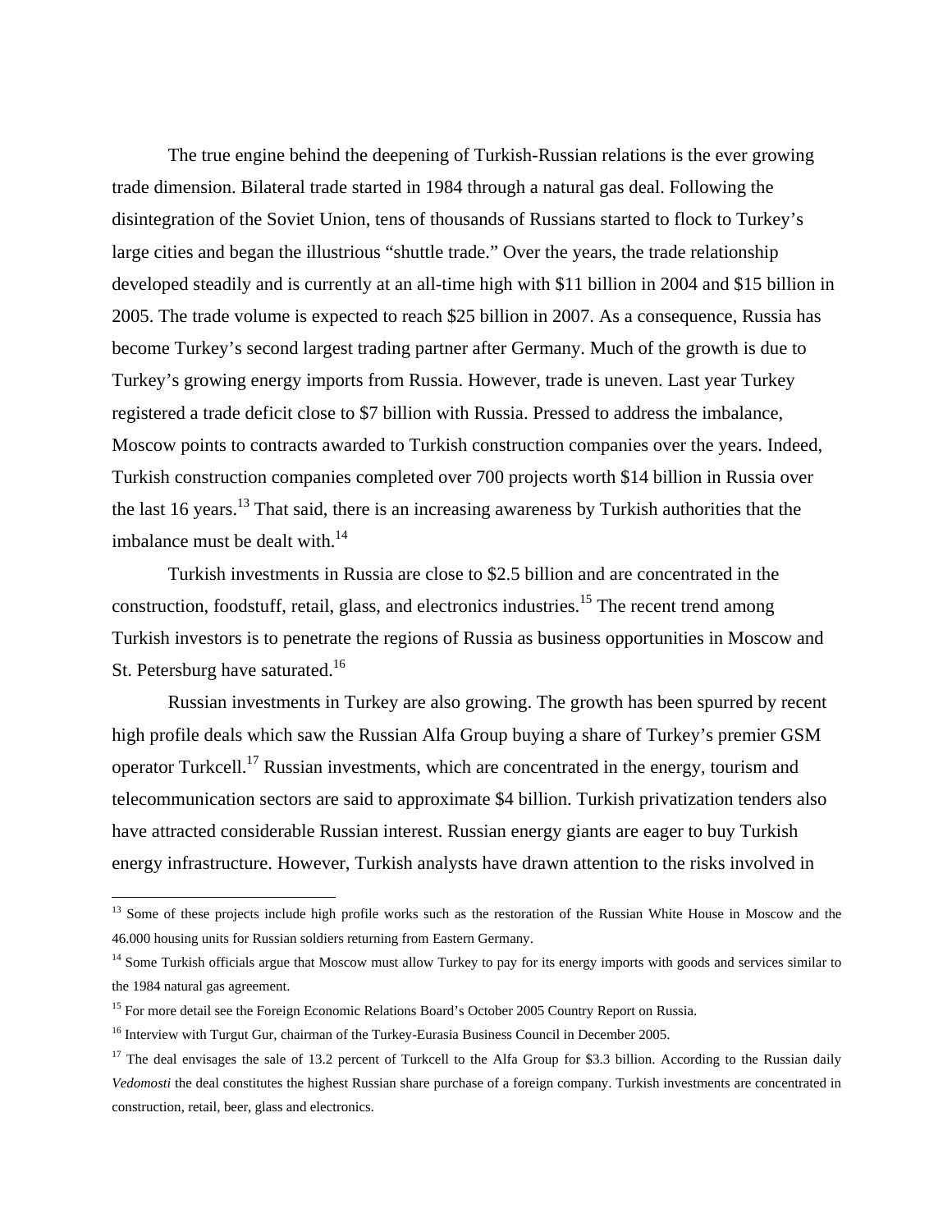The true engine behind the deepening of Turkish-Russian relations is the ever growing trade dimension. Bilateral trade started in 1984 through a natural gas deal. Following the disintegration of the Soviet Union, tens of thousands of Russians started to flock to Turkey's large cities and began the illustrious "shuttle trade." Over the years, the trade relationship developed steadily and is currently at an all-time high with $11 billion in 2004 and $15 billion in 2005. The trade volume is expected to reach $25 billion in 2007. As a consequence, Russia has become Turkey's second largest trading partner after Germany. Much of the growth is due to Turkey's growing energy imports from Russia. However, trade is uneven. Last year Turkey registered a trade deficit close to $7 billion with Russia. Pressed to address the imbalance, Moscow points to contracts awarded to Turkish construction companies over the years. Indeed, Turkish construction companies completed over 700 projects worth $14 billion in Russia over the last 16 years.[13] That said, there is an increasing awareness by Turkish authorities that the imbalance must be dealt with.[14]

Turkish investments in Russia are close to $2.5 billion and are concentrated in the construction, foodstuff, retail, glass, and electronics industries.[15] The recent trend among Turkish investors is to penetrate the regions of Russia as business opportunities in Moscow and St. Petersburg have saturated.[16]

Russian investments in Turkey are also growing. The growth has been spurred by recent high profile deals which saw the Russian Alfa Group buying a share of Turkey's premier GSM operator Turkcell.[17] Russian investments, which are concentrated in the energy, tourism and telecommunication sectors are said to approximate $4 billion. Turkish privatization tenders also have attracted considerable Russian interest. Russian energy giants are eager to buy Turkish energy infrastructure. However, Turkish analysts have drawn attention to the risks involved in

---

[13] Some of these projects include high profile works such as the restoration of the Russian White House in Moscow and the 46.000 housing units for Russian soldiers returning from Eastern Germany.

[14] Some Turkish officials argue that Moscow must allow Turkey to pay for its energy imports with goods and services similar to the 1984 natural gas agreement.

[15] For more detail see the Foreign Economic Relations Board's October 2005 Country Report on Russia.

[16] Interview with Turgut Gur, chairman of the Turkey-Eurasia Business Council in December 2005.

[17] The deal envisages the sale of 13.2 percent of Turkcell to the Alfa Group for $3.3 billion. According to the Russian daily *Vedomosti* the deal constitutes the highest Russian share purchase of a foreign company. Turkish investments are concentrated in construction, retail, beer, glass and electronics.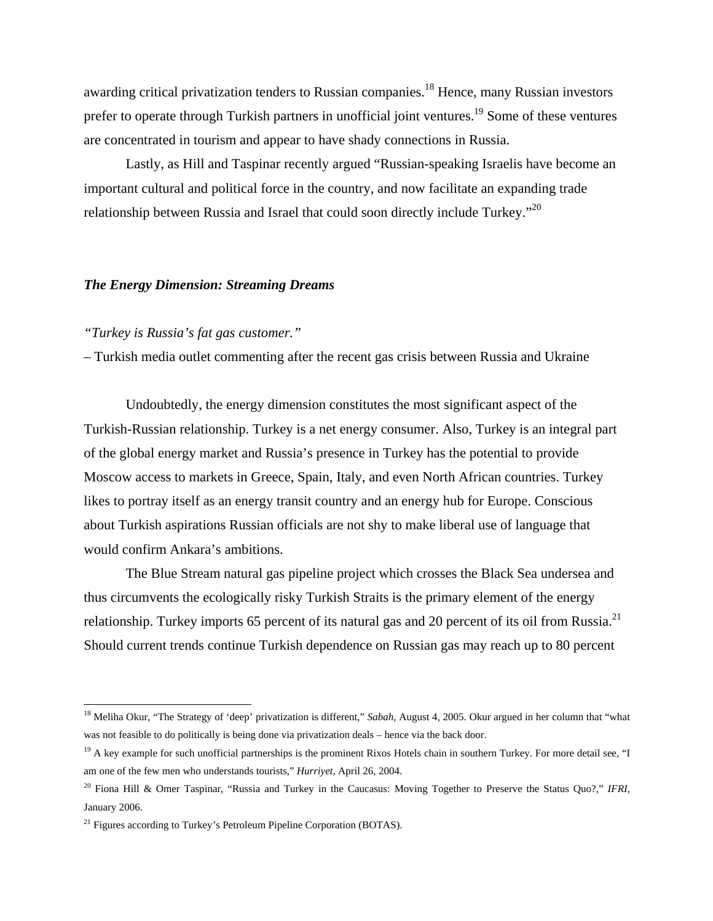awarding critical privatization tenders to Russian companies.[18] Hence, many Russian investors prefer to operate through Turkish partners in unofficial joint ventures.[19] Some of these ventures are concentrated in tourism and appear to have shady connections in Russia.

Lastly, as Hill and Taspinar recently argued "Russian-speaking Israelis have become an important cultural and political force in the country, and now facilitate an expanding trade relationship between Russia and Israel that could soon directly include Turkey."[20]

### *The Energy Dimension: Streaming Dreams*

*"Turkey is Russia's fat gas customer."*
– Turkish media outlet commenting after the recent gas crisis between Russia and Ukraine

Undoubtedly, the energy dimension constitutes the most significant aspect of the Turkish-Russian relationship. Turkey is a net energy consumer. Also, Turkey is an integral part of the global energy market and Russia's presence in Turkey has the potential to provide Moscow access to markets in Greece, Spain, Italy, and even North African countries. Turkey likes to portray itself as an energy transit country and an energy hub for Europe. Conscious about Turkish aspirations Russian officials are not shy to make liberal use of language that would confirm Ankara's ambitions.

The Blue Stream natural gas pipeline project which crosses the Black Sea undersea and thus circumvents the ecologically risky Turkish Straits is the primary element of the energy relationship. Turkey imports 65 percent of its natural gas and 20 percent of its oil from Russia.[21] Should current trends continue Turkish dependence on Russian gas may reach up to 80 percent

---

[18] Meliha Okur, "The Strategy of 'deep' privatization is different," *Sabah*, August 4, 2005. Okur argued in her column that "what was not feasible to do politically is being done via privatization deals – hence via the back door.

[19] A key example for such unofficial partnerships is the prominent Rixos Hotels chain in southern Turkey. For more detail see, "I am one of the few men who understands tourists," *Hurriyet*, April 26, 2004.

[20] Fiona Hill & Omer Taspinar, "Russia and Turkey in the Caucasus: Moving Together to Preserve the Status Quo?," *IFRI*, January 2006.

[21] Figures according to Turkey's Petroleum Pipeline Corporation (BOTAS).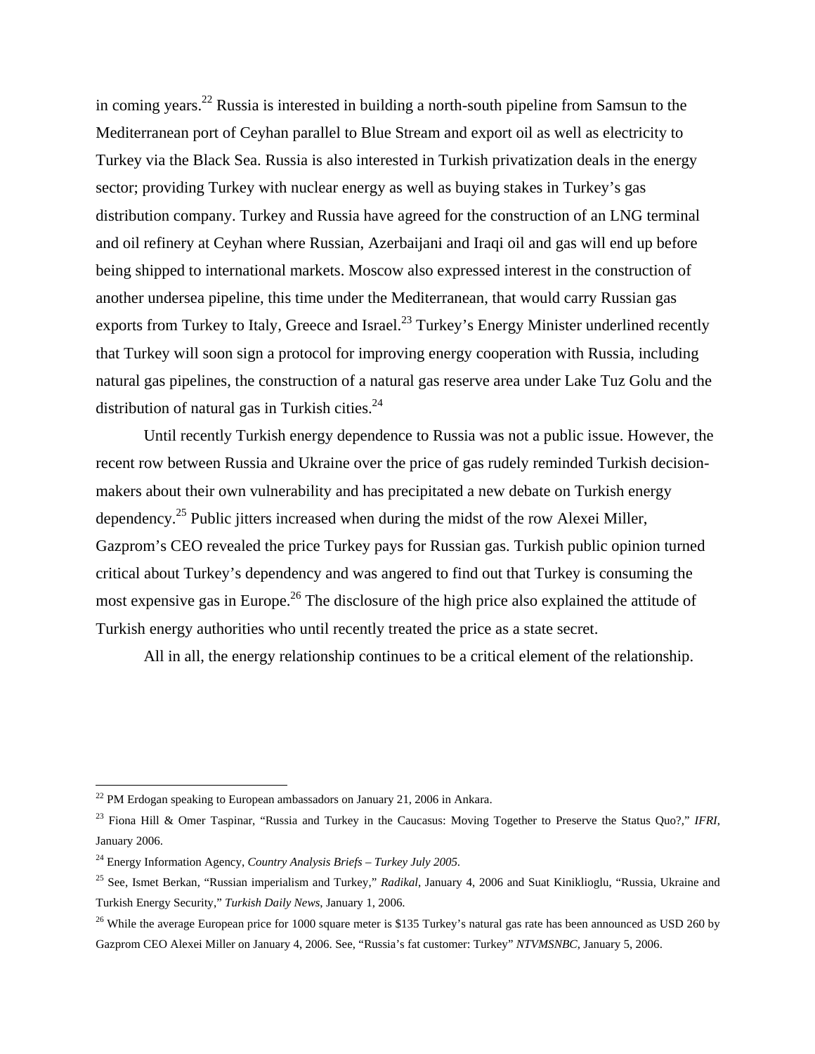in coming years.[22] Russia is interested in building a north-south pipeline from Samsun to the Mediterranean port of Ceyhan parallel to Blue Stream and export oil as well as electricity to Turkey via the Black Sea. Russia is also interested in Turkish privatization deals in the energy sector; providing Turkey with nuclear energy as well as buying stakes in Turkey's gas distribution company. Turkey and Russia have agreed for the construction of an LNG terminal and oil refinery at Ceyhan where Russian, Azerbaijani and Iraqi oil and gas will end up before being shipped to international markets. Moscow also expressed interest in the construction of another undersea pipeline, this time under the Mediterranean, that would carry Russian gas exports from Turkey to Italy, Greece and Israel.[23] Turkey's Energy Minister underlined recently that Turkey will soon sign a protocol for improving energy cooperation with Russia, including natural gas pipelines, the construction of a natural gas reserve area under Lake Tuz Golu and the distribution of natural gas in Turkish cities.[24]

Until recently Turkish energy dependence to Russia was not a public issue. However, the recent row between Russia and Ukraine over the price of gas rudely reminded Turkish decision-makers about their own vulnerability and has precipitated a new debate on Turkish energy dependency.[25] Public jitters increased when during the midst of the row Alexei Miller, Gazprom's CEO revealed the price Turkey pays for Russian gas. Turkish public opinion turned critical about Turkey's dependency and was angered to find out that Turkey is consuming the most expensive gas in Europe.[26] The disclosure of the high price also explained the attitude of Turkish energy authorities who until recently treated the price as a state secret.

All in all, the energy relationship continues to be a critical element of the relationship.

---

[22] PM Erdogan speaking to European ambassadors on January 21, 2006 in Ankara.

[23] Fiona Hill & Omer Taspinar, "Russia and Turkey in the Caucasus: Moving Together to Preserve the Status Quo?," *IFRI*, January 2006.

[24] Energy Information Agency, *Country Analysis Briefs – Turkey July 2005*.

[25] See, Ismet Berkan, "Russian imperialism and Turkey," *Radikal*, January 4, 2006 and Suat Kiniklioglu, "Russia, Ukraine and Turkish Energy Security," *Turkish Daily News*, January 1, 2006.

[26] While the average European price for 1000 square meter is $135 Turkey's natural gas rate has been announced as USD 260 by Gazprom CEO Alexei Miller on January 4, 2006. See, "Russia's fat customer: Turkey" *NTVMSNBC*, January 5, 2006.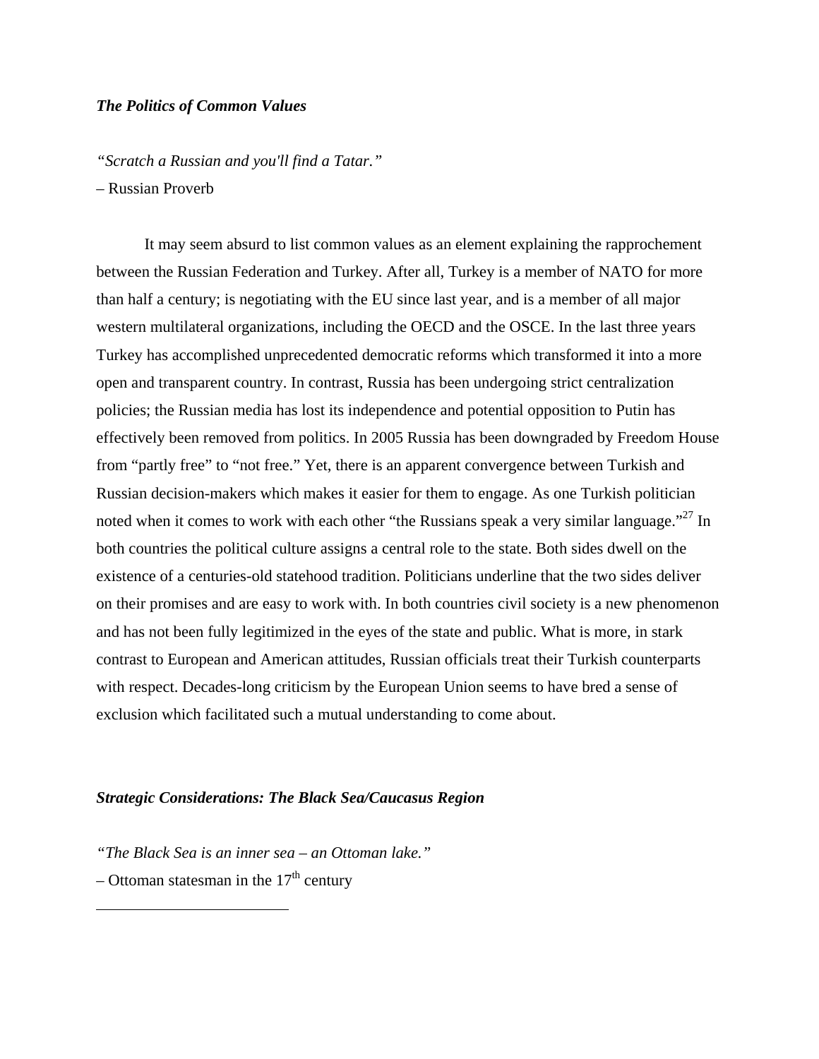***The Politics of Common Values***

*"Scratch a Russian and you'll find a Tatar."*
– Russian Proverb

It may seem absurd to list common values as an element explaining the rapprochement between the Russian Federation and Turkey. After all, Turkey is a member of NATO for more than half a century; is negotiating with the EU since last year, and is a member of all major western multilateral organizations, including the OECD and the OSCE. In the last three years Turkey has accomplished unprecedented democratic reforms which transformed it into a more open and transparent country. In contrast, Russia has been undergoing strict centralization policies; the Russian media has lost its independence and potential opposition to Putin has effectively been removed from politics. In 2005 Russia has been downgraded by Freedom House from "partly free" to "not free." Yet, there is an apparent convergence between Turkish and Russian decision-makers which makes it easier for them to engage. As one Turkish politician noted when it comes to work with each other "the Russians speak a very similar language."[27] In both countries the political culture assigns a central role to the state. Both sides dwell on the existence of a centuries-old statehood tradition. Politicians underline that the two sides deliver on their promises and are easy to work with. In both countries civil society is a new phenomenon and has not been fully legitimized in the eyes of the state and public. What is more, in stark contrast to European and American attitudes, Russian officials treat their Turkish counterparts with respect. Decades-long criticism by the European Union seems to have bred a sense of exclusion which facilitated such a mutual understanding to come about.

***Strategic Considerations: The Black Sea/Caucasus Region***

*"The Black Sea is an inner sea – an Ottoman lake."*
– Ottoman statesman in the 17th century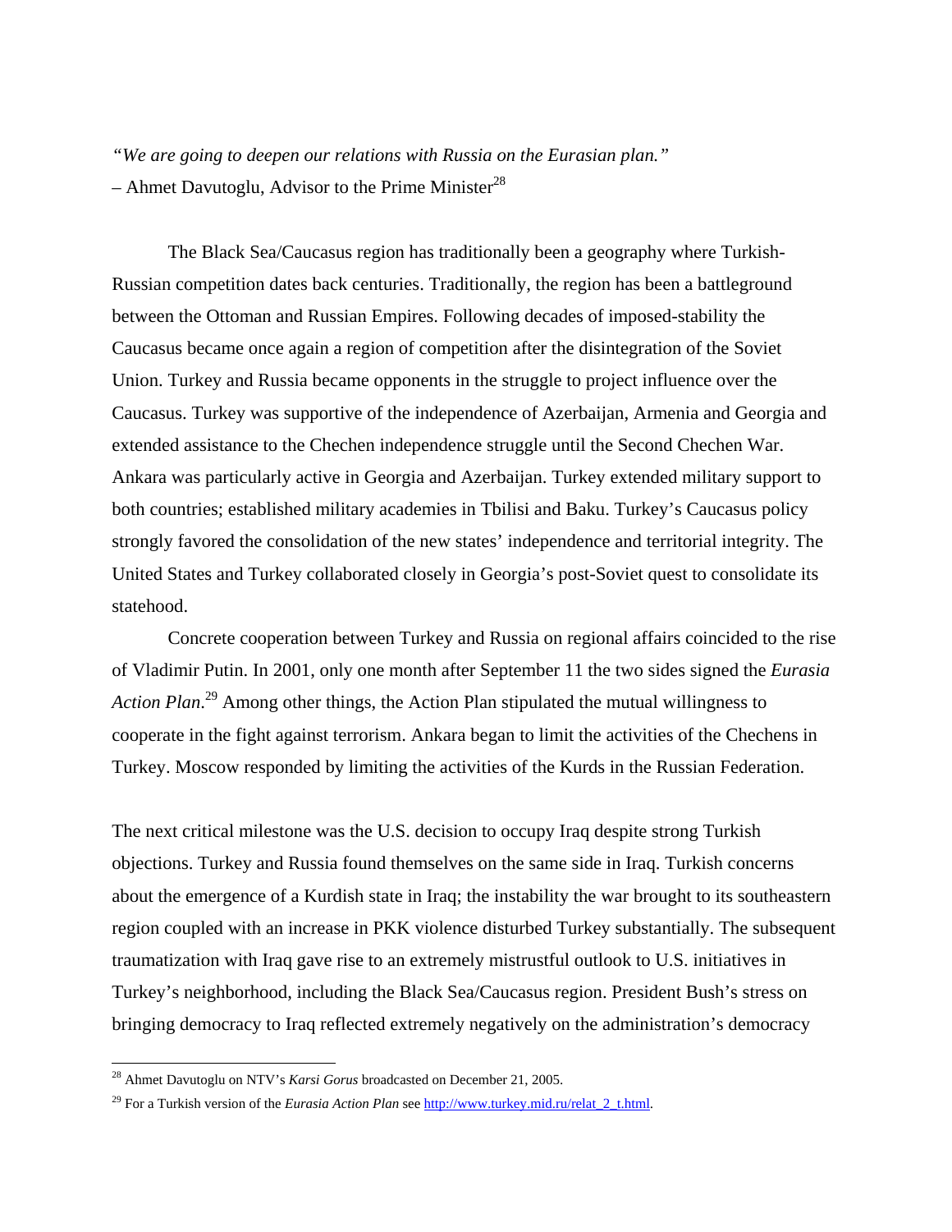*"We are going to deepen our relations with Russia on the Eurasian plan."*
– Ahmet Davutoglu, Advisor to the Prime Minister[28]

The Black Sea/Caucasus region has traditionally been a geography where Turkish-Russian competition dates back centuries. Traditionally, the region has been a battleground between the Ottoman and Russian Empires. Following decades of imposed-stability the Caucasus became once again a region of competition after the disintegration of the Soviet Union. Turkey and Russia became opponents in the struggle to project influence over the Caucasus. Turkey was supportive of the independence of Azerbaijan, Armenia and Georgia and extended assistance to the Chechen independence struggle until the Second Chechen War. Ankara was particularly active in Georgia and Azerbaijan. Turkey extended military support to both countries; established military academies in Tbilisi and Baku. Turkey's Caucasus policy strongly favored the consolidation of the new states' independence and territorial integrity. The United States and Turkey collaborated closely in Georgia's post-Soviet quest to consolidate its statehood.

Concrete cooperation between Turkey and Russia on regional affairs coincided to the rise of Vladimir Putin. In 2001, only one month after September 11 the two sides signed the *Eurasia Action Plan*.[29] Among other things, the Action Plan stipulated the mutual willingness to cooperate in the fight against terrorism. Ankara began to limit the activities of the Chechens in Turkey. Moscow responded by limiting the activities of the Kurds in the Russian Federation.

The next critical milestone was the U.S. decision to occupy Iraq despite strong Turkish objections. Turkey and Russia found themselves on the same side in Iraq. Turkish concerns about the emergence of a Kurdish state in Iraq; the instability the war brought to its southeastern region coupled with an increase in PKK violence disturbed Turkey substantially. The subsequent traumatization with Iraq gave rise to an extremely mistrustful outlook to U.S. initiatives in Turkey's neighborhood, including the Black Sea/Caucasus region. President Bush's stress on bringing democracy to Iraq reflected extremely negatively on the administration's democracy

---

[28] Ahmet Davutoglu on NTV's *Karsi Gorus* broadcasted on December 21, 2005.

[29] For a Turkish version of the *Eurasia Action Plan* see http://www.turkey.mid.ru/relat_2_t.html.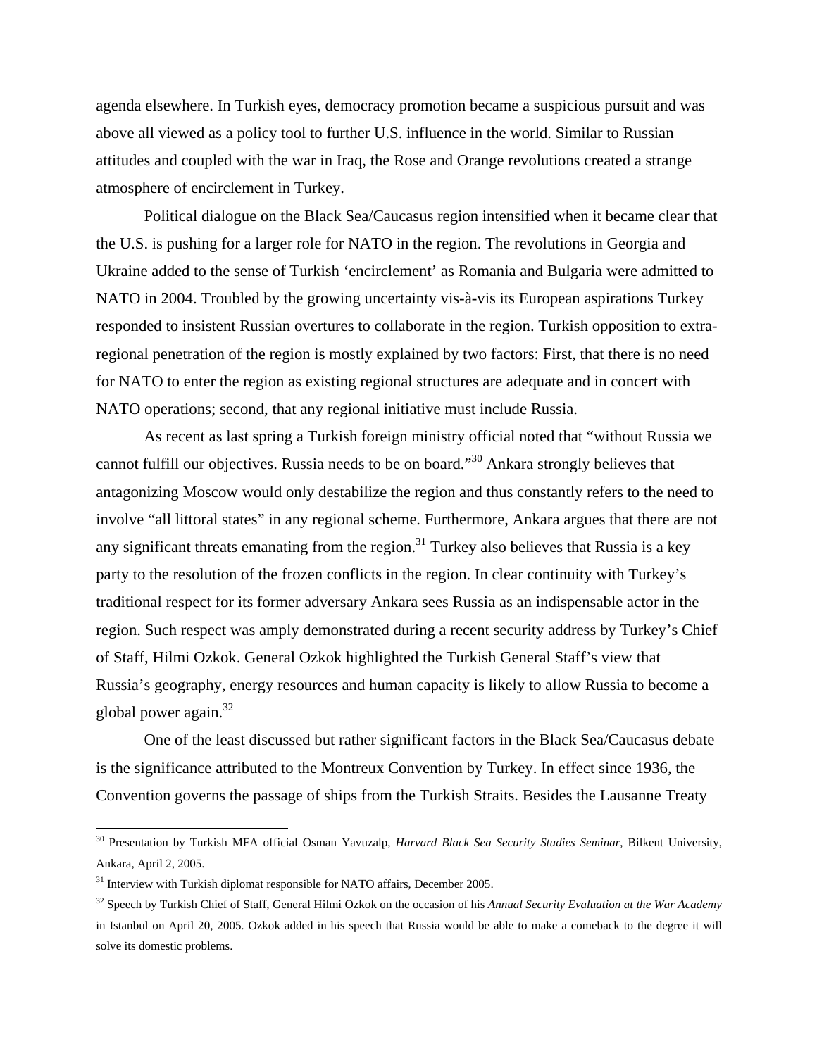agenda elsewhere. In Turkish eyes, democracy promotion became a suspicious pursuit and was above all viewed as a policy tool to further U.S. influence in the world. Similar to Russian attitudes and coupled with the war in Iraq, the Rose and Orange revolutions created a strange atmosphere of encirclement in Turkey.

Political dialogue on the Black Sea/Caucasus region intensified when it became clear that the U.S. is pushing for a larger role for NATO in the region. The revolutions in Georgia and Ukraine added to the sense of Turkish 'encirclement' as Romania and Bulgaria were admitted to NATO in 2004. Troubled by the growing uncertainty vis-à-vis its European aspirations Turkey responded to insistent Russian overtures to collaborate in the region. Turkish opposition to extra-regional penetration of the region is mostly explained by two factors: First, that there is no need for NATO to enter the region as existing regional structures are adequate and in concert with NATO operations; second, that any regional initiative must include Russia.

As recent as last spring a Turkish foreign ministry official noted that "without Russia we cannot fulfill our objectives. Russia needs to be on board."[30] Ankara strongly believes that antagonizing Moscow would only destabilize the region and thus constantly refers to the need to involve "all littoral states" in any regional scheme. Furthermore, Ankara argues that there are not any significant threats emanating from the region.[31] Turkey also believes that Russia is a key party to the resolution of the frozen conflicts in the region. In clear continuity with Turkey's traditional respect for its former adversary Ankara sees Russia as an indispensable actor in the region. Such respect was amply demonstrated during a recent security address by Turkey's Chief of Staff, Hilmi Ozkok. General Ozkok highlighted the Turkish General Staff's view that Russia's geography, energy resources and human capacity is likely to allow Russia to become a global power again.[32]

One of the least discussed but rather significant factors in the Black Sea/Caucasus debate is the significance attributed to the Montreux Convention by Turkey. In effect since 1936, the Convention governs the passage of ships from the Turkish Straits. Besides the Lausanne Treaty

---

[30] Presentation by Turkish MFA official Osman Yavuzalp, *Harvard Black Sea Security Studies Seminar*, Bilkent University, Ankara, April 2, 2005.

[31] Interview with Turkish diplomat responsible for NATO affairs, December 2005.

[32] Speech by Turkish Chief of Staff, General Hilmi Ozkok on the occasion of his *Annual Security Evaluation at the War Academy* in Istanbul on April 20, 2005. Ozkok added in his speech that Russia would be able to make a comeback to the degree it will solve its domestic problems.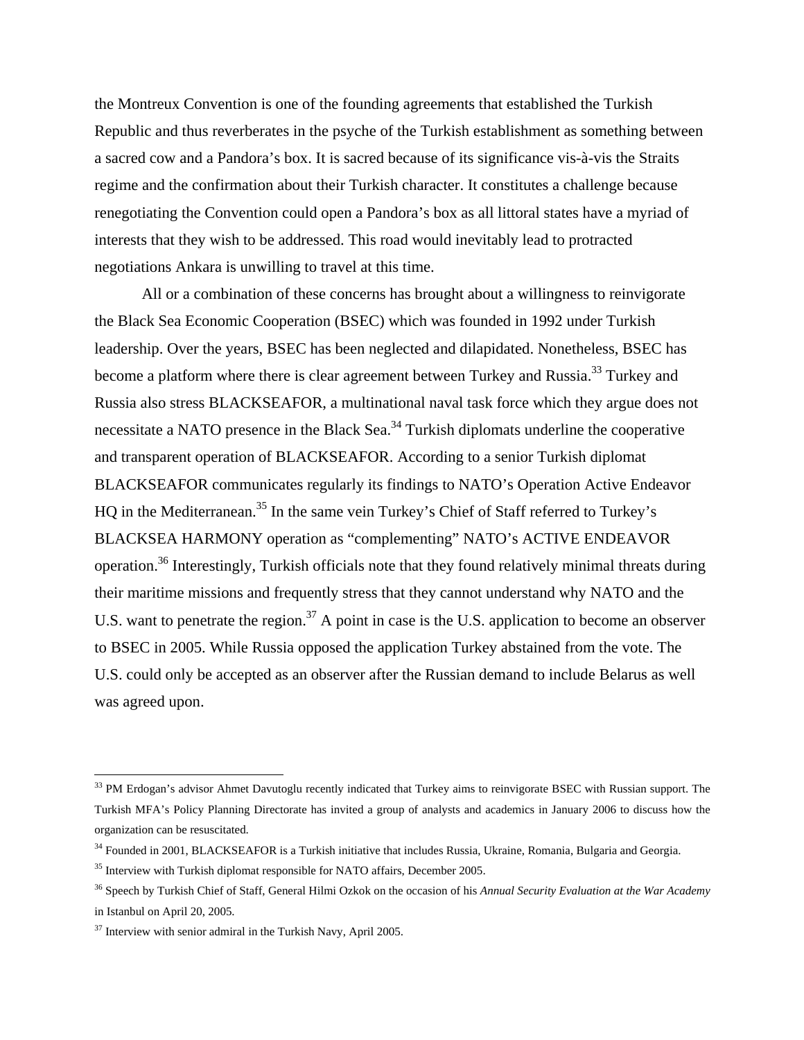the Montreux Convention is one of the founding agreements that established the Turkish Republic and thus reverberates in the psyche of the Turkish establishment as something between a sacred cow and a Pandora's box. It is sacred because of its significance vis-à-vis the Straits regime and the confirmation about their Turkish character. It constitutes a challenge because renegotiating the Convention could open a Pandora's box as all littoral states have a myriad of interests that they wish to be addressed. This road would inevitably lead to protracted negotiations Ankara is unwilling to travel at this time.

All or a combination of these concerns has brought about a willingness to reinvigorate the Black Sea Economic Cooperation (BSEC) which was founded in 1992 under Turkish leadership. Over the years, BSEC has been neglected and dilapidated. Nonetheless, BSEC has become a platform where there is clear agreement between Turkey and Russia.[33] Turkey and Russia also stress BLACKSEAFOR, a multinational naval task force which they argue does not necessitate a NATO presence in the Black Sea.[34] Turkish diplomats underline the cooperative and transparent operation of BLACKSEAFOR. According to a senior Turkish diplomat BLACKSEAFOR communicates regularly its findings to NATO's Operation Active Endeavor HQ in the Mediterranean.[35] In the same vein Turkey's Chief of Staff referred to Turkey's BLACKSEA HARMONY operation as "complementing" NATO's ACTIVE ENDEAVOR operation.[36] Interestingly, Turkish officials note that they found relatively minimal threats during their maritime missions and frequently stress that they cannot understand why NATO and the U.S. want to penetrate the region.[37] A point in case is the U.S. application to become an observer to BSEC in 2005. While Russia opposed the application Turkey abstained from the vote. The U.S. could only be accepted as an observer after the Russian demand to include Belarus as well was agreed upon.

---

[33] PM Erdogan's advisor Ahmet Davutoglu recently indicated that Turkey aims to reinvigorate BSEC with Russian support. The Turkish MFA's Policy Planning Directorate has invited a group of analysts and academics in January 2006 to discuss how the organization can be resuscitated.

[34] Founded in 2001, BLACKSEAFOR is a Turkish initiative that includes Russia, Ukraine, Romania, Bulgaria and Georgia.

[35] Interview with Turkish diplomat responsible for NATO affairs, December 2005.

[36] Speech by Turkish Chief of Staff, General Hilmi Ozkok on the occasion of his *Annual Security Evaluation at the War Academy* in Istanbul on April 20, 2005.

[37] Interview with senior admiral in the Turkish Navy, April 2005.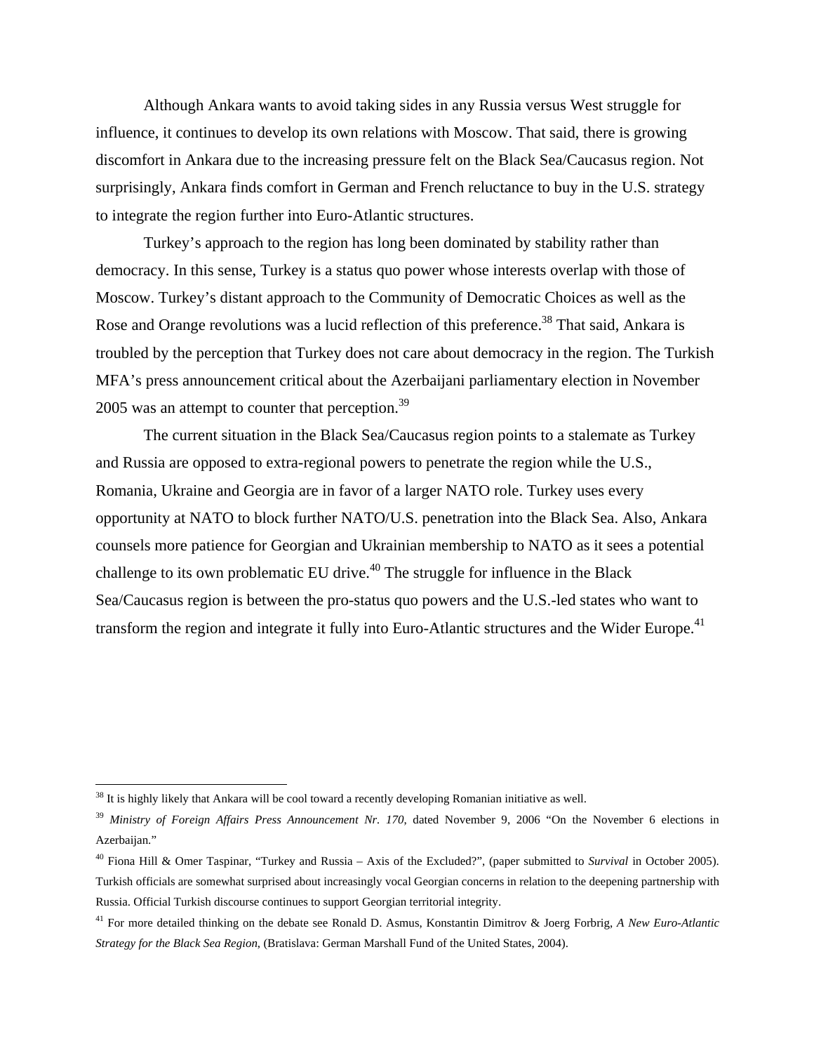Although Ankara wants to avoid taking sides in any Russia versus West struggle for influence, it continues to develop its own relations with Moscow. That said, there is growing discomfort in Ankara due to the increasing pressure felt on the Black Sea/Caucasus region. Not surprisingly, Ankara finds comfort in German and French reluctance to buy in the U.S. strategy to integrate the region further into Euro-Atlantic structures.

Turkey's approach to the region has long been dominated by stability rather than democracy. In this sense, Turkey is a status quo power whose interests overlap with those of Moscow. Turkey's distant approach to the Community of Democratic Choices as well as the Rose and Orange revolutions was a lucid reflection of this preference.[38] That said, Ankara is troubled by the perception that Turkey does not care about democracy in the region. The Turkish MFA's press announcement critical about the Azerbaijani parliamentary election in November 2005 was an attempt to counter that perception.[39]

The current situation in the Black Sea/Caucasus region points to a stalemate as Turkey and Russia are opposed to extra-regional powers to penetrate the region while the U.S., Romania, Ukraine and Georgia are in favor of a larger NATO role. Turkey uses every opportunity at NATO to block further NATO/U.S. penetration into the Black Sea. Also, Ankara counsels more patience for Georgian and Ukrainian membership to NATO as it sees a potential challenge to its own problematic EU drive.[40] The struggle for influence in the Black Sea/Caucasus region is between the pro-status quo powers and the U.S.-led states who want to transform the region and integrate it fully into Euro-Atlantic structures and the Wider Europe.[41]

---

[38] It is highly likely that Ankara will be cool toward a recently developing Romanian initiative as well.

[39] *Ministry of Foreign Affairs Press Announcement Nr. 170*, dated November 9, 2006 "On the November 6 elections in Azerbaijan."

[40] Fiona Hill & Omer Taspinar, "Turkey and Russia – Axis of the Excluded?", (paper submitted to *Survival* in October 2005). Turkish officials are somewhat surprised about increasingly vocal Georgian concerns in relation to the deepening partnership with Russia. Official Turkish discourse continues to support Georgian territorial integrity.

[41] For more detailed thinking on the debate see Ronald D. Asmus, Konstantin Dimitrov & Joerg Forbrig, *A New Euro-Atlantic Strategy for the Black Sea Region*, (Bratislava: German Marshall Fund of the United States, 2004).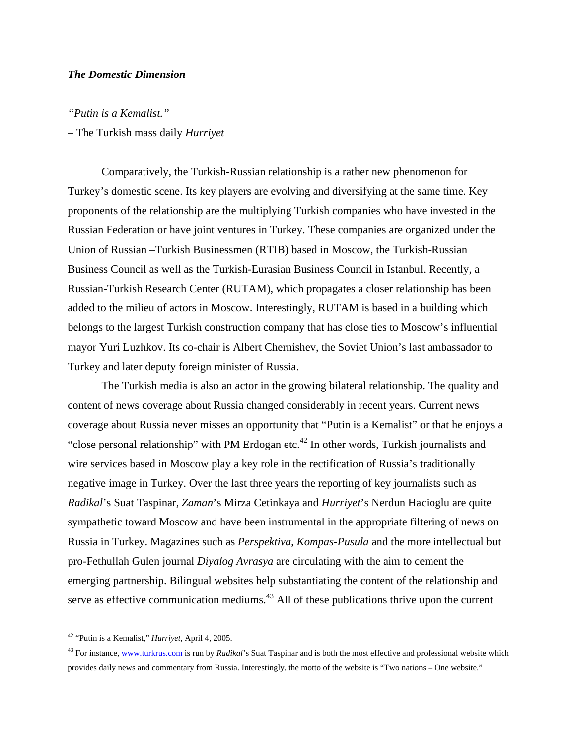### ***The Domestic Dimension***

*"Putin is a Kemalist."*

– The Turkish mass daily *Hurriyet*

Comparatively, the Turkish-Russian relationship is a rather new phenomenon for Turkey's domestic scene. Its key players are evolving and diversifying at the same time. Key proponents of the relationship are the multiplying Turkish companies who have invested in the Russian Federation or have joint ventures in Turkey. These companies are organized under the Union of Russian –Turkish Businessmen (RTIB) based in Moscow, the Turkish-Russian Business Council as well as the Turkish-Eurasian Business Council in Istanbul. Recently, a Russian-Turkish Research Center (RUTAM), which propagates a closer relationship has been added to the milieu of actors in Moscow. Interestingly, RUTAM is based in a building which belongs to the largest Turkish construction company that has close ties to Moscow's influential mayor Yuri Luzhkov. Its co-chair is Albert Chernishev, the Soviet Union's last ambassador to Turkey and later deputy foreign minister of Russia.

The Turkish media is also an actor in the growing bilateral relationship. The quality and content of news coverage about Russia changed considerably in recent years. Current news coverage about Russia never misses an opportunity that "Putin is a Kemalist" or that he enjoys a "close personal relationship" with PM Erdogan etc.[42] In other words, Turkish journalists and wire services based in Moscow play a key role in the rectification of Russia's traditionally negative image in Turkey. Over the last three years the reporting of key journalists such as *Radikal*'s Suat Taspinar, *Zaman*'s Mirza Cetinkaya and *Hurriyet*'s Nerdun Hacioglu are quite sympathetic toward Moscow and have been instrumental in the appropriate filtering of news on Russia in Turkey. Magazines such as *Perspektiva*, *Kompas-Pusula* and the more intellectual but pro-Fethullah Gulen journal *Diyalog Avrasya* are circulating with the aim to cement the emerging partnership. Bilingual websites help substantiating the content of the relationship and serve as effective communication mediums.[43] All of these publications thrive upon the current

---

[42] "Putin is a Kemalist," *Hurriyet*, April 4, 2005.

[43] For instance, www.turkrus.com is run by *Radikal*'s Suat Taspinar and is both the most effective and professional website which provides daily news and commentary from Russia. Interestingly, the motto of the website is "Two nations – One website."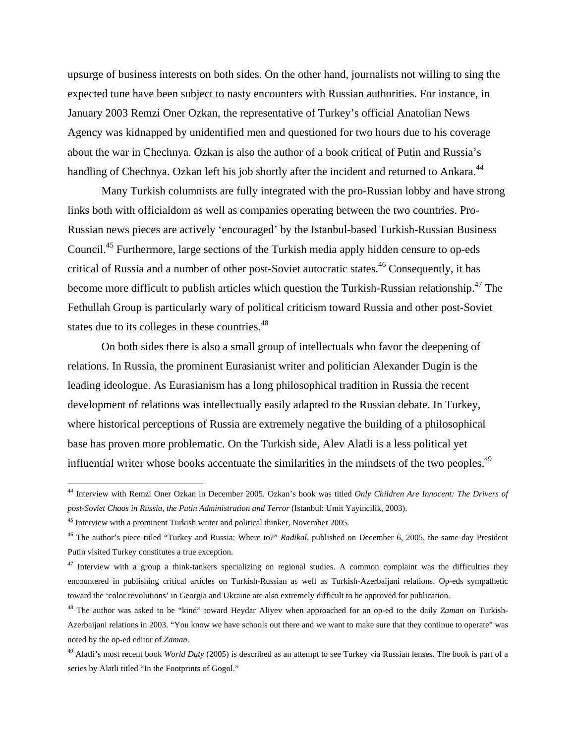upsurge of business interests on both sides. On the other hand, journalists not willing to sing the expected tune have been subject to nasty encounters with Russian authorities. For instance, in January 2003 Remzi Oner Ozkan, the representative of Turkey's official Anatolian News Agency was kidnapped by unidentified men and questioned for two hours due to his coverage about the war in Chechnya. Ozkan is also the author of a book critical of Putin and Russia's handling of Chechnya. Ozkan left his job shortly after the incident and returned to Ankara.[44]

Many Turkish columnists are fully integrated with the pro-Russian lobby and have strong links both with officialdom as well as companies operating between the two countries. Pro-Russian news pieces are actively 'encouraged' by the Istanbul-based Turkish-Russian Business Council.[45] Furthermore, large sections of the Turkish media apply hidden censure to op-eds critical of Russia and a number of other post-Soviet autocratic states.[46] Consequently, it has become more difficult to publish articles which question the Turkish-Russian relationship.[47] The Fethullah Group is particularly wary of political criticism toward Russia and other post-Soviet states due to its colleges in these countries.[48]

On both sides there is also a small group of intellectuals who favor the deepening of relations. In Russia, the prominent Eurasianist writer and politician Alexander Dugin is the leading ideologue. As Eurasianism has a long philosophical tradition in Russia the recent development of relations was intellectually easily adapted to the Russian debate. In Turkey, where historical perceptions of Russia are extremely negative the building of a philosophical base has proven more problematic. On the Turkish side, Alev Alatli is a less political yet influential writer whose books accentuate the similarities in the mindsets of the two peoples.[49]

---

[44] Interview with Remzi Oner Ozkan in December 2005. Ozkan's book was titled *Only Children Are Innocent: The Drivers of post-Soviet Chaos in Russia, the Putin Administration and Terror* (Istanbul: Umit Yayincilik, 2003).

[45] Interview with a prominent Turkish writer and political thinker, November 2005.

[46] The author's piece titled "Turkey and Russia: Where to?" *Radikal*, published on December 6, 2005, the same day President Putin visited Turkey constitutes a true exception.

[47] Interview with a group a think-tankers specializing on regional studies. A common complaint was the difficulties they encountered in publishing critical articles on Turkish-Russian as well as Turkish-Azerbaijani relations. Op-eds sympathetic toward the 'color revolutions' in Georgia and Ukraine are also extremely difficult to be approved for publication.

[48] The author was asked to be "kind" toward Heydar Aliyev when approached for an op-ed to the daily *Zaman* on Turkish-Azerbaijani relations in 2003. "You know we have schools out there and we want to make sure that they continue to operate" was noted by the op-ed editor of *Zaman*.

[49] Alatli's most recent book *World Duty* (2005) is described as an attempt to see Turkey via Russian lenses. The book is part of a series by Alatli titled "In the Footprints of Gogol."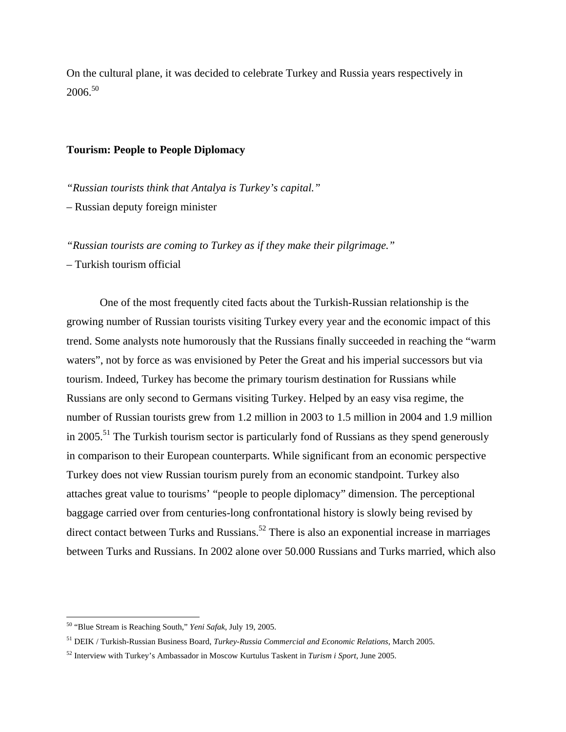On the cultural plane, it was decided to celebrate Turkey and Russia years respectively in 2006.[50]

**Tourism: People to People Diplomacy**

*"Russian tourists think that Antalya is Turkey's capital."*
– Russian deputy foreign minister

*"Russian tourists are coming to Turkey as if they make their pilgrimage."*
– Turkish tourism official

One of the most frequently cited facts about the Turkish-Russian relationship is the growing number of Russian tourists visiting Turkey every year and the economic impact of this trend. Some analysts note humorously that the Russians finally succeeded in reaching the "warm waters", not by force as was envisioned by Peter the Great and his imperial successors but via tourism. Indeed, Turkey has become the primary tourism destination for Russians while Russians are only second to Germans visiting Turkey. Helped by an easy visa regime, the number of Russian tourists grew from 1.2 million in 2003 to 1.5 million in 2004 and 1.9 million in 2005.[51] The Turkish tourism sector is particularly fond of Russians as they spend generously in comparison to their European counterparts. While significant from an economic perspective Turkey does not view Russian tourism purely from an economic standpoint. Turkey also attaches great value to tourisms' "people to people diplomacy" dimension. The perceptional baggage carried over from centuries-long confrontational history is slowly being revised by direct contact between Turks and Russians.[52] There is also an exponential increase in marriages between Turks and Russians. In 2002 alone over 50.000 Russians and Turks married, which also

[50] "Blue Stream is Reaching South," *Yeni Safak*, July 19, 2005.

[51] DEIK / Turkish-Russian Business Board, *Turkey-Russia Commercial and Economic Relations*, March 2005.

[52] Interview with Turkey's Ambassador in Moscow Kurtulus Taskent in *Turism i Sport*, June 2005.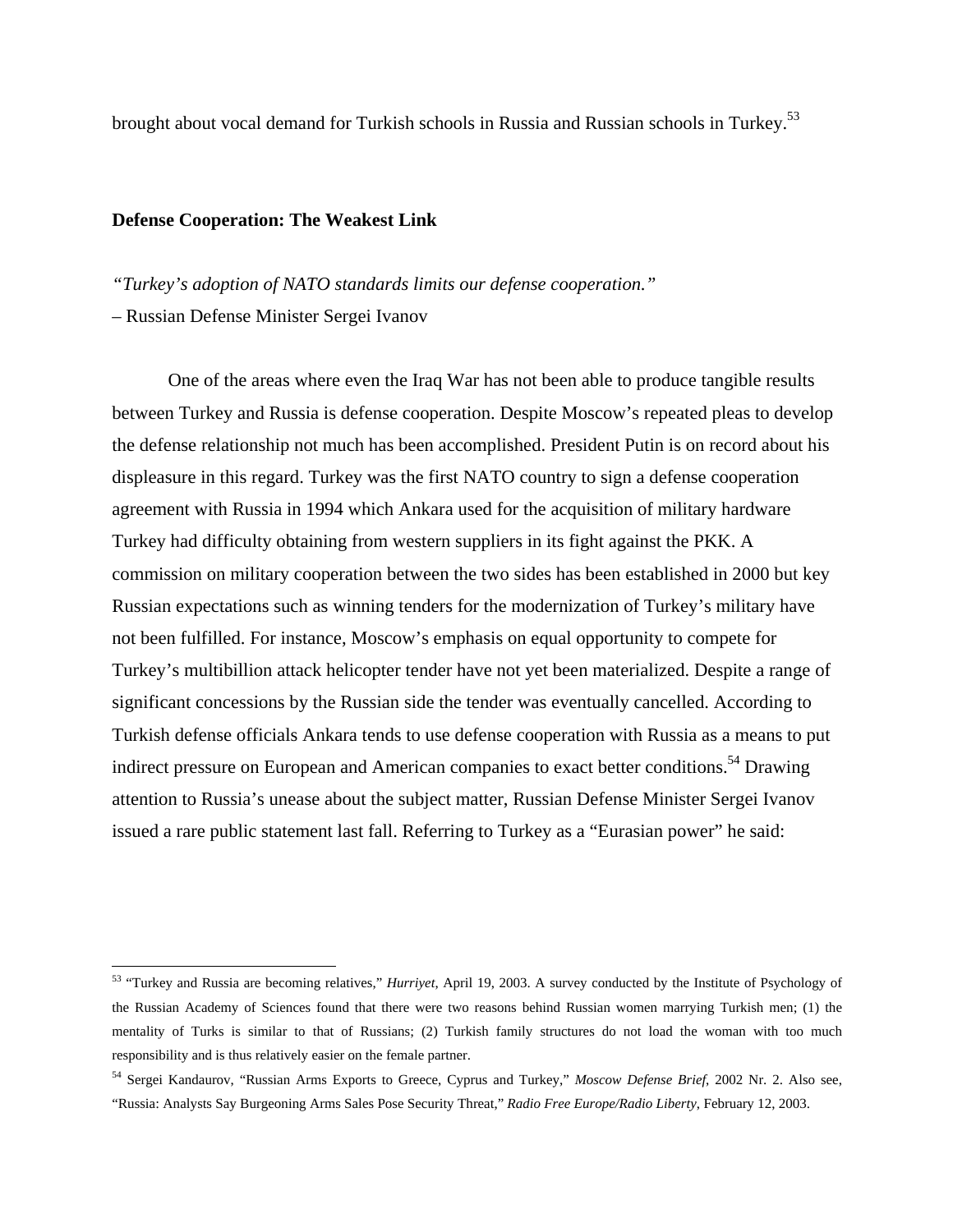brought about vocal demand for Turkish schools in Russia and Russian schools in Turkey.[53]

**Defense Cooperation: The Weakest Link**

*"Turkey's adoption of NATO standards limits our defense cooperation."*
– Russian Defense Minister Sergei Ivanov

One of the areas where even the Iraq War has not been able to produce tangible results between Turkey and Russia is defense cooperation. Despite Moscow's repeated pleas to develop the defense relationship not much has been accomplished. President Putin is on record about his displeasure in this regard. Turkey was the first NATO country to sign a defense cooperation agreement with Russia in 1994 which Ankara used for the acquisition of military hardware Turkey had difficulty obtaining from western suppliers in its fight against the PKK. A commission on military cooperation between the two sides has been established in 2000 but key Russian expectations such as winning tenders for the modernization of Turkey's military have not been fulfilled. For instance, Moscow's emphasis on equal opportunity to compete for Turkey's multibillion attack helicopter tender have not yet been materialized. Despite a range of significant concessions by the Russian side the tender was eventually cancelled. According to Turkish defense officials Ankara tends to use defense cooperation with Russia as a means to put indirect pressure on European and American companies to exact better conditions.[54] Drawing attention to Russia's unease about the subject matter, Russian Defense Minister Sergei Ivanov issued a rare public statement last fall. Referring to Turkey as a "Eurasian power" he said:

---

[53] "Turkey and Russia are becoming relatives," *Hurriyet*, April 19, 2003. A survey conducted by the Institute of Psychology of the Russian Academy of Sciences found that there were two reasons behind Russian women marrying Turkish men; (1) the mentality of Turks is similar to that of Russians; (2) Turkish family structures do not load the woman with too much responsibility and is thus relatively easier on the female partner.

[54] Sergei Kandaurov, "Russian Arms Exports to Greece, Cyprus and Turkey," *Moscow Defense Brief*, 2002 Nr. 2. Also see, "Russia: Analysts Say Burgeoning Arms Sales Pose Security Threat," *Radio Free Europe/Radio Liberty*, February 12, 2003.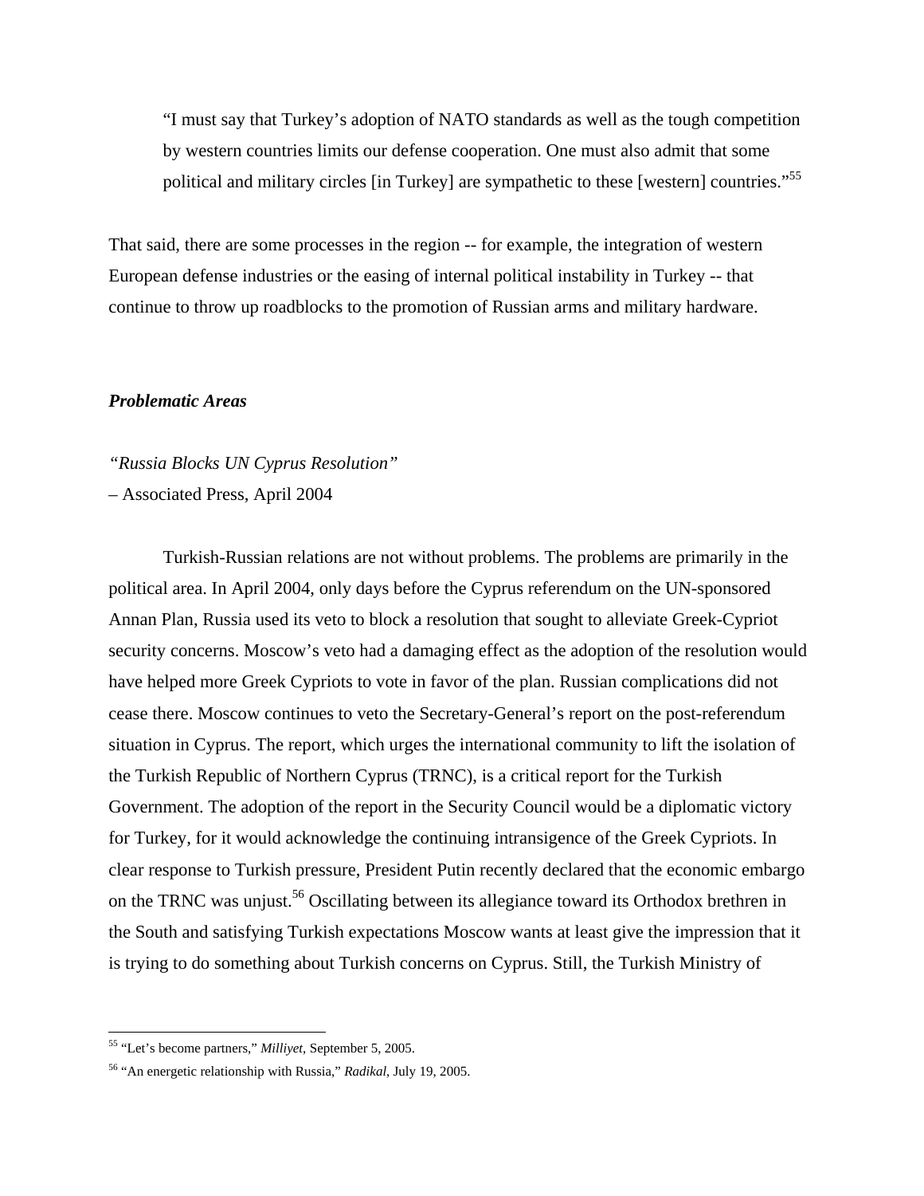> "I must say that Turkey's adoption of NATO standards as well as the tough competition by western countries limits our defense cooperation. One must also admit that some political and military circles [in Turkey] are sympathetic to these [western] countries."[55]

That said, there are some processes in the region -- for example, the integration of western European defense industries or the easing of internal political instability in Turkey -- that continue to throw up roadblocks to the promotion of Russian arms and military hardware.

### *Problematic Areas*

*"Russia Blocks UN Cyprus Resolution"*
– Associated Press, April 2004

Turkish-Russian relations are not without problems. The problems are primarily in the political area. In April 2004, only days before the Cyprus referendum on the UN-sponsored Annan Plan, Russia used its veto to block a resolution that sought to alleviate Greek-Cypriot security concerns. Moscow's veto had a damaging effect as the adoption of the resolution would have helped more Greek Cypriots to vote in favor of the plan. Russian complications did not cease there. Moscow continues to veto the Secretary-General's report on the post-referendum situation in Cyprus. The report, which urges the international community to lift the isolation of the Turkish Republic of Northern Cyprus (TRNC), is a critical report for the Turkish Government. The adoption of the report in the Security Council would be a diplomatic victory for Turkey, for it would acknowledge the continuing intransigence of the Greek Cypriots. In clear response to Turkish pressure, President Putin recently declared that the economic embargo on the TRNC was unjust.[56] Oscillating between its allegiance toward its Orthodox brethren in the South and satisfying Turkish expectations Moscow wants at least give the impression that it is trying to do something about Turkish concerns on Cyprus. Still, the Turkish Ministry of

---

[55] "Let's become partners," *Milliyet*, September 5, 2005.

[56] "An energetic relationship with Russia," *Radikal*, July 19, 2005.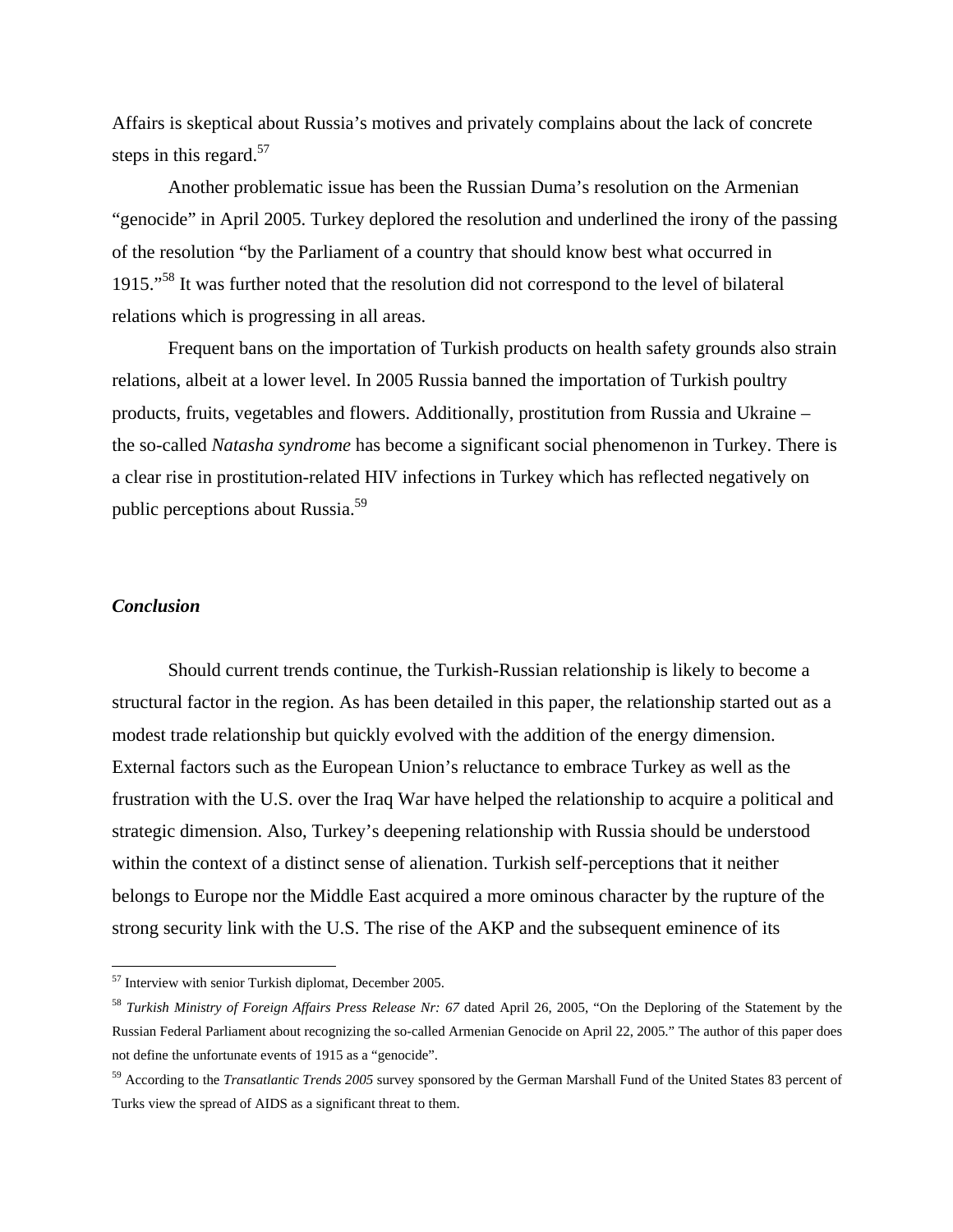Affairs is skeptical about Russia's motives and privately complains about the lack of concrete steps in this regard.[57]

Another problematic issue has been the Russian Duma's resolution on the Armenian "genocide" in April 2005. Turkey deplored the resolution and underlined the irony of the passing of the resolution "by the Parliament of a country that should know best what occurred in 1915."[58] It was further noted that the resolution did not correspond to the level of bilateral relations which is progressing in all areas.

Frequent bans on the importation of Turkish products on health safety grounds also strain relations, albeit at a lower level. In 2005 Russia banned the importation of Turkish poultry products, fruits, vegetables and flowers. Additionally, prostitution from Russia and Ukraine – the so-called *Natasha syndrome* has become a significant social phenomenon in Turkey. There is a clear rise in prostitution-related HIV infections in Turkey which has reflected negatively on public perceptions about Russia.[59]

## *Conclusion*

Should current trends continue, the Turkish-Russian relationship is likely to become a structural factor in the region. As has been detailed in this paper, the relationship started out as a modest trade relationship but quickly evolved with the addition of the energy dimension. External factors such as the European Union's reluctance to embrace Turkey as well as the frustration with the U.S. over the Iraq War have helped the relationship to acquire a political and strategic dimension. Also, Turkey's deepening relationship with Russia should be understood within the context of a distinct sense of alienation. Turkish self-perceptions that it neither belongs to Europe nor the Middle East acquired a more ominous character by the rupture of the strong security link with the U.S. The rise of the AKP and the subsequent eminence of its

---

[57] Interview with senior Turkish diplomat, December 2005.

[58] *Turkish Ministry of Foreign Affairs Press Release Nr: 67* dated April 26, 2005, "On the Deploring of the Statement by the Russian Federal Parliament about recognizing the so-called Armenian Genocide on April 22, 2005." The author of this paper does not define the unfortunate events of 1915 as a "genocide".

[59] According to the *Transatlantic Trends 2005* survey sponsored by the German Marshall Fund of the United States 83 percent of Turks view the spread of AIDS as a significant threat to them.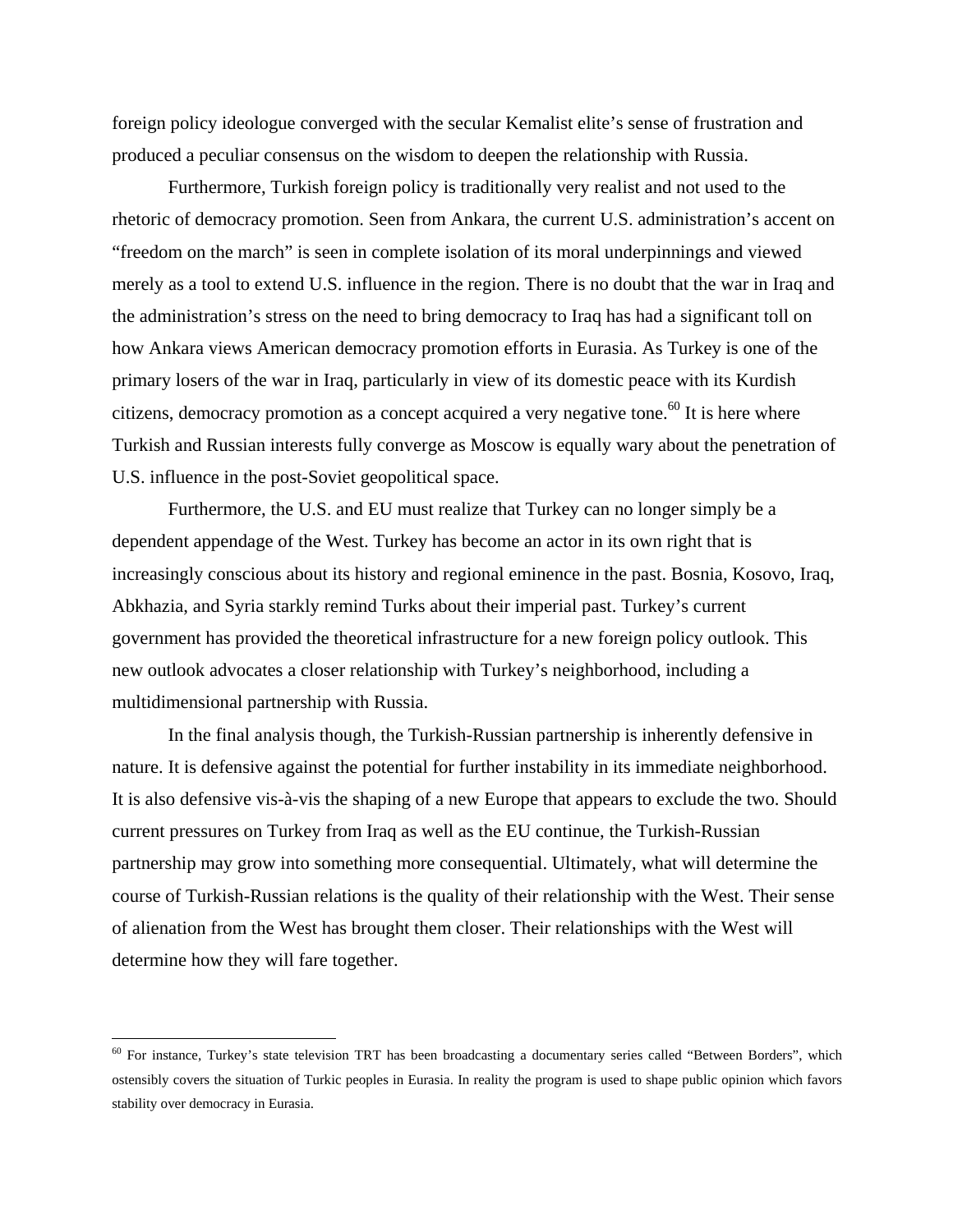foreign policy ideologue converged with the secular Kemalist elite's sense of frustration and produced a peculiar consensus on the wisdom to deepen the relationship with Russia.

Furthermore, Turkish foreign policy is traditionally very realist and not used to the rhetoric of democracy promotion. Seen from Ankara, the current U.S. administration's accent on "freedom on the march" is seen in complete isolation of its moral underpinnings and viewed merely as a tool to extend U.S. influence in the region. There is no doubt that the war in Iraq and the administration's stress on the need to bring democracy to Iraq has had a significant toll on how Ankara views American democracy promotion efforts in Eurasia. As Turkey is one of the primary losers of the war in Iraq, particularly in view of its domestic peace with its Kurdish citizens, democracy promotion as a concept acquired a very negative tone.[60] It is here where Turkish and Russian interests fully converge as Moscow is equally wary about the penetration of U.S. influence in the post-Soviet geopolitical space.

Furthermore, the U.S. and EU must realize that Turkey can no longer simply be a dependent appendage of the West. Turkey has become an actor in its own right that is increasingly conscious about its history and regional eminence in the past. Bosnia, Kosovo, Iraq, Abkhazia, and Syria starkly remind Turks about their imperial past. Turkey's current government has provided the theoretical infrastructure for a new foreign policy outlook. This new outlook advocates a closer relationship with Turkey's neighborhood, including a multidimensional partnership with Russia.

In the final analysis though, the Turkish-Russian partnership is inherently defensive in nature. It is defensive against the potential for further instability in its immediate neighborhood. It is also defensive vis-à-vis the shaping of a new Europe that appears to exclude the two. Should current pressures on Turkey from Iraq as well as the EU continue, the Turkish-Russian partnership may grow into something more consequential. Ultimately, what will determine the course of Turkish-Russian relations is the quality of their relationship with the West. Their sense of alienation from the West has brought them closer. Their relationships with the West will determine how they will fare together.

---

[60] For instance, Turkey's state television TRT has been broadcasting a documentary series called "Between Borders", which ostensibly covers the situation of Turkic peoples in Eurasia. In reality the program is used to shape public opinion which favors stability over democracy in Eurasia.